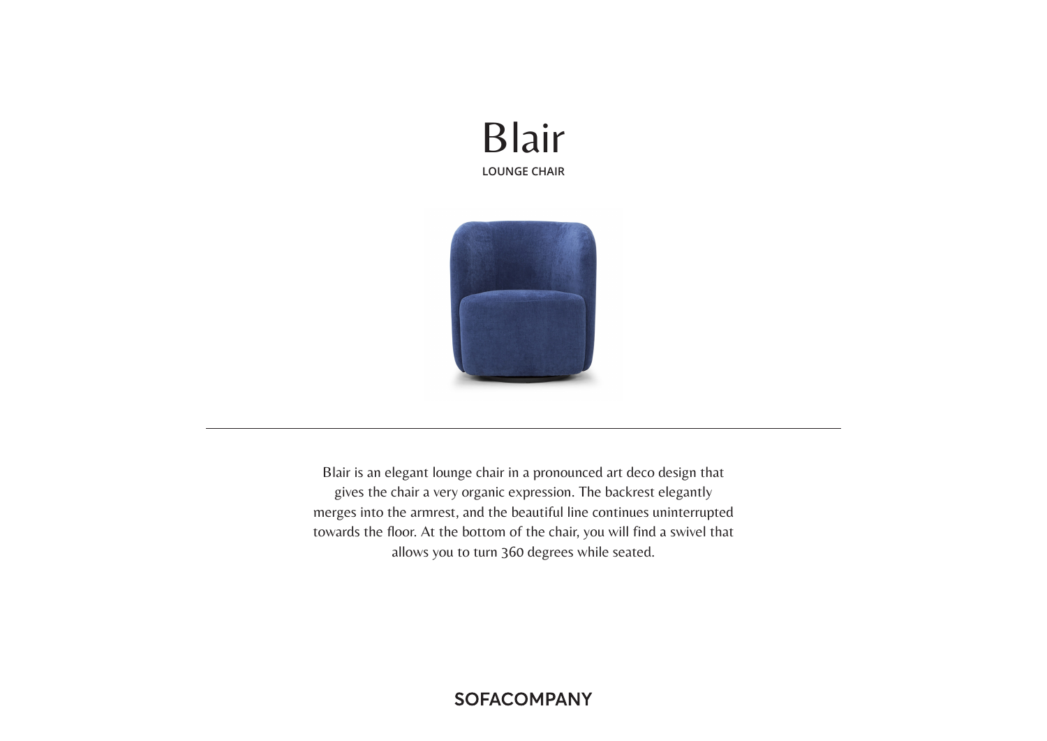# Blair

**LOUNGE CHAIR**

---

Blair is an elegant lounge chair in a pronounced art deco design that gives the chair a very organic expression. The backrest elegantly merges into the armrest, and the beautiful line continues uninterrupted towards the floor. At the bottom of the chair, you will find a swivel that allows you to turn 360 degrees while seated.

SOFACOMPANY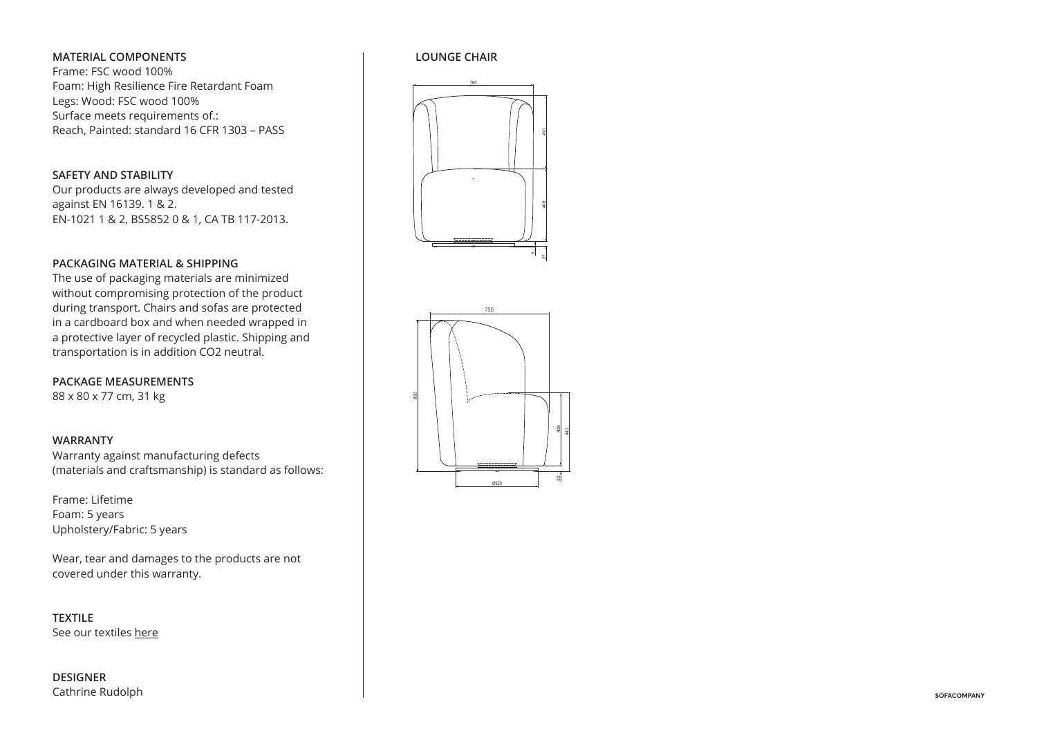## MATERIAL COMPONENTS

Frame: FSC wood 100%
Foam: High Resilience Fire Retardant Foam
Legs: Wood: FSC wood 100%
Surface meets requirements of.:
Reach, Painted: standard 16 CFR 1303 – PASS

## SAFETY AND STABILITY

Our products are always developed and tested against EN 16139. 1 & 2.
EN-1021 1 & 2, BS5852 0 & 1, CA TB 117-2013.

## PACKAGING MATERIAL & SHIPPING

The use of packaging materials are minimized without compromising protection of the product during transport. Chairs and sofas are protected in a cardboard box and when needed wrapped in a protective layer of recycled plastic. Shipping and transportation is in addition CO2 neutral.

## PACKAGE MEASUREMENTS

88 x 80 x 77 cm, 31 kg

## WARRANTY

Warranty against manufacturing defects (materials and craftsmanship) is standard as follows:

Frame: Lifetime
Foam: 5 years
Upholstery/Fabric: 5 years

Wear, tear and damages to the products are not covered under this warranty.

## TEXTILE

See our textiles here

## DESIGNER

Cathrine Rudolph

## LOUNGE CHAIR

760
410
408
5
27

750
890
408
440
32
Ø520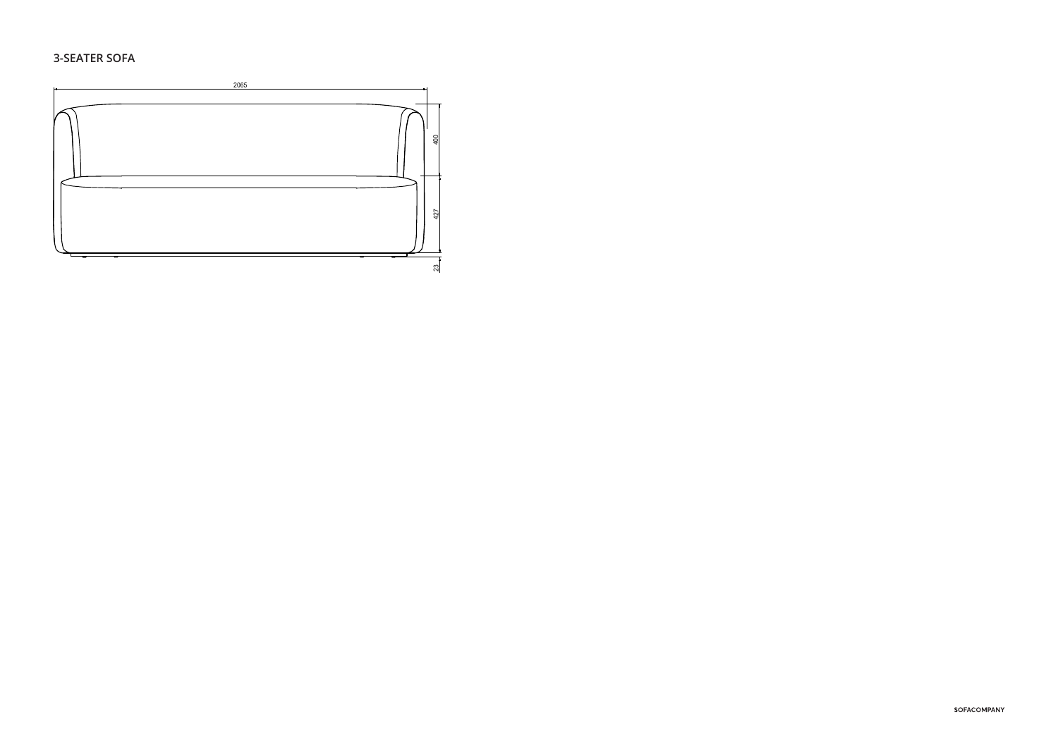## 3-SEATER SOFA

2065

400

427

23

SOFACOMPANY